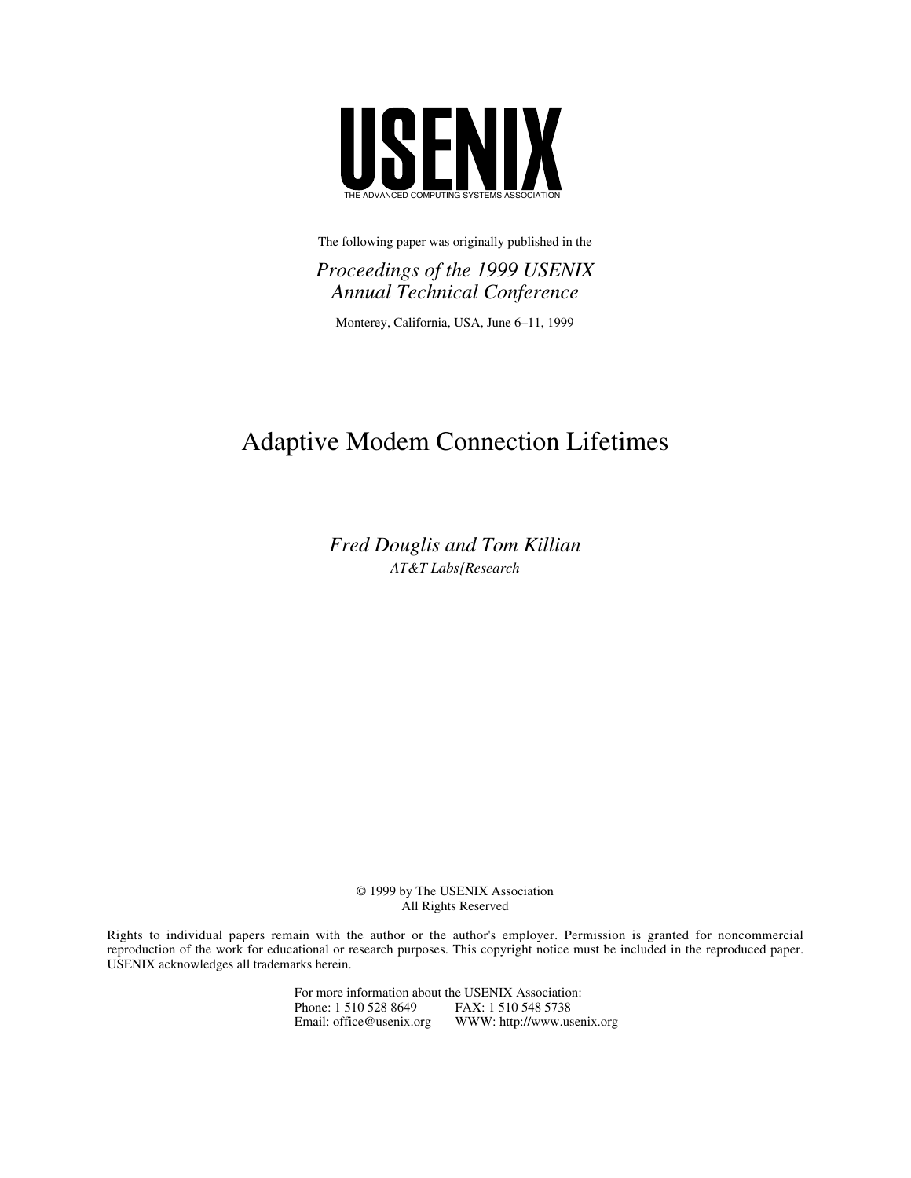# USENIX

THE ADVANCED COMPUTING SYSTEMS ASSOCIATION

The following paper was originally published in the

*Proceedings of the 1999 USENIX Annual Technical Conference*

Monterey, California, USA, June 6–11, 1999

# Adaptive Modem Connection Lifetimes

*Fred Douglis and Tom Killian*

*AT&T Labs{Research*

© 1999 by The USENIX Association
All Rights Reserved

Rights to individual papers remain with the author or the author's employer. Permission is granted for noncommercial reproduction of the work for educational or research purposes. This copyright notice must be included in the reproduced paper. USENIX acknowledges all trademarks herein.

For more information about the USENIX Association:
Phone: 1 510 528 8649 FAX: 1 510 548 5738
Email: office@usenix.org WWW: http://www.usenix.org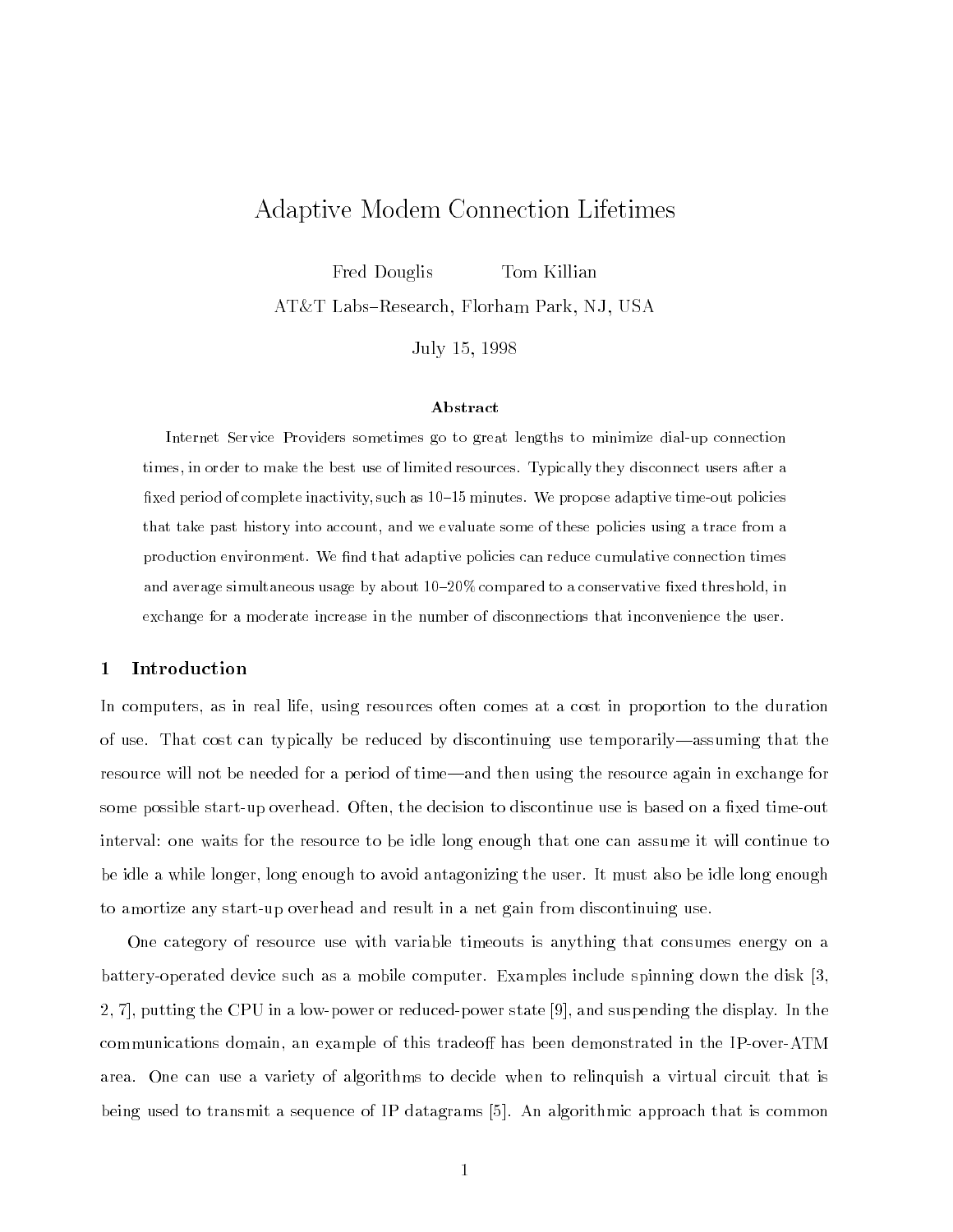# Adaptive Modem Connection Lifetimes

Fred Douglis Tom Killian

AT&T Labs–Research, Florham Park, NJ, USA

July 15, 1998

### Abstract

Internet Service Providers sometimes go to great lengths to minimize dial-up connection times, in order to make the best use of limited resources. Typically they disconnect users after a fixed period of complete inactivity, such as 10–15 minutes. We propose adaptive time-out policies that take past history into account, and we evaluate some of these policies using a trace from a production environment. We find that adaptive policies can reduce cumulative connection times and average simultaneous usage by about 10–20% compared to a conservative fixed threshold, in exchange for a moderate increase in the number of disconnections that inconvenience the user.

## 1 Introduction

In computers, as in real life, using resources often comes at a cost in proportion to the duration of use. That cost can typically be reduced by discontinuing use temporarily—assuming that the resource will not be needed for a period of time—and then using the resource again in exchange for some possible start-up overhead. Often, the decision to discontinue use is based on a fixed time-out interval: one waits for the resource to be idle long enough that one can assume it will continue to be idle a while longer, long enough to avoid antagonizing the user. It must also be idle long enough to amortize any start-up overhead and result in a net gain from discontinuing use.

One category of resource use with variable timeouts is anything that consumes energy on a battery-operated device such as a mobile computer. Examples include spinning down the disk [3, 2, 7], putting the CPU in a low-power or reduced-power state [9], and suspending the display. In the communications domain, an example of this tradeoff has been demonstrated in the IP-over-ATM area. One can use a variety of algorithms to decide when to relinquish a virtual circuit that is being used to transmit a sequence of IP datagrams [5]. An algorithmic approach that is common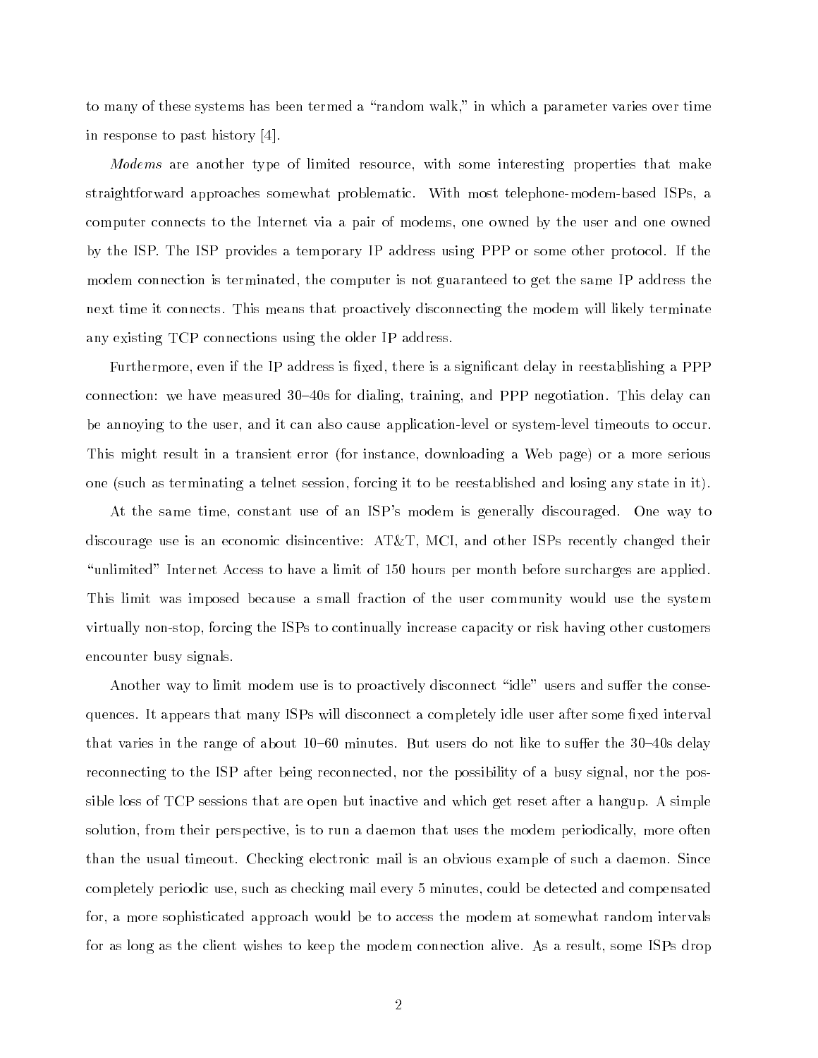to many of these systems has been termed a "random walk," in which a parameter varies over time in response to past history [4].

*Modems* are another type of limited resource, with some interesting properties that make straightforward approaches somewhat problematic. With most telephone-modem-based ISPs, a computer connects to the Internet via a pair of modems, one owned by the user and one owned by the ISP. The ISP provides a temporary IP address using PPP or some other protocol. If the modem connection is terminated, the computer is not guaranteed to get the same IP address the next time it connects. This means that proactively disconnecting the modem will likely terminate any existing TCP connections using the older IP address.

Furthermore, even if the IP address is fixed, there is a significant delay in reestablishing a PPP connection: we have measured 30–40s for dialing, training, and PPP negotiation. This delay can be annoying to the user, and it can also cause application-level or system-level timeouts to occur. This might result in a transient error (for instance, downloading a Web page) or a more serious one (such as terminating a telnet session, forcing it to be reestablished and losing any state in it).

At the same time, constant use of an ISP's modem is generally discouraged. One way to discourage use is an economic disincentive: AT&T, MCI, and other ISPs recently changed their "unlimited" Internet Access to have a limit of 150 hours per month before surcharges are applied. This limit was imposed because a small fraction of the user community would use the system virtually non-stop, forcing the ISPs to continually increase capacity or risk having other customers encounter busy signals.

Another way to limit modem use is to proactively disconnect "idle" users and suffer the consequences. It appears that many ISPs will disconnect a completely idle user after some fixed interval that varies in the range of about 10–60 minutes. But users do not like to suffer the 30–40s delay reconnecting to the ISP after being reconnected, nor the possibility of a busy signal, nor the possible loss of TCP sessions that are open but inactive and which get reset after a hangup. A simple solution, from their perspective, is to run a daemon that uses the modem periodically, more often than the usual timeout. Checking electronic mail is an obvious example of such a daemon. Since completely periodic use, such as checking mail every 5 minutes, could be detected and compensated for, a more sophisticated approach would be to access the modem at somewhat random intervals for as long as the client wishes to keep the modem connection alive. As a result, some ISPs drop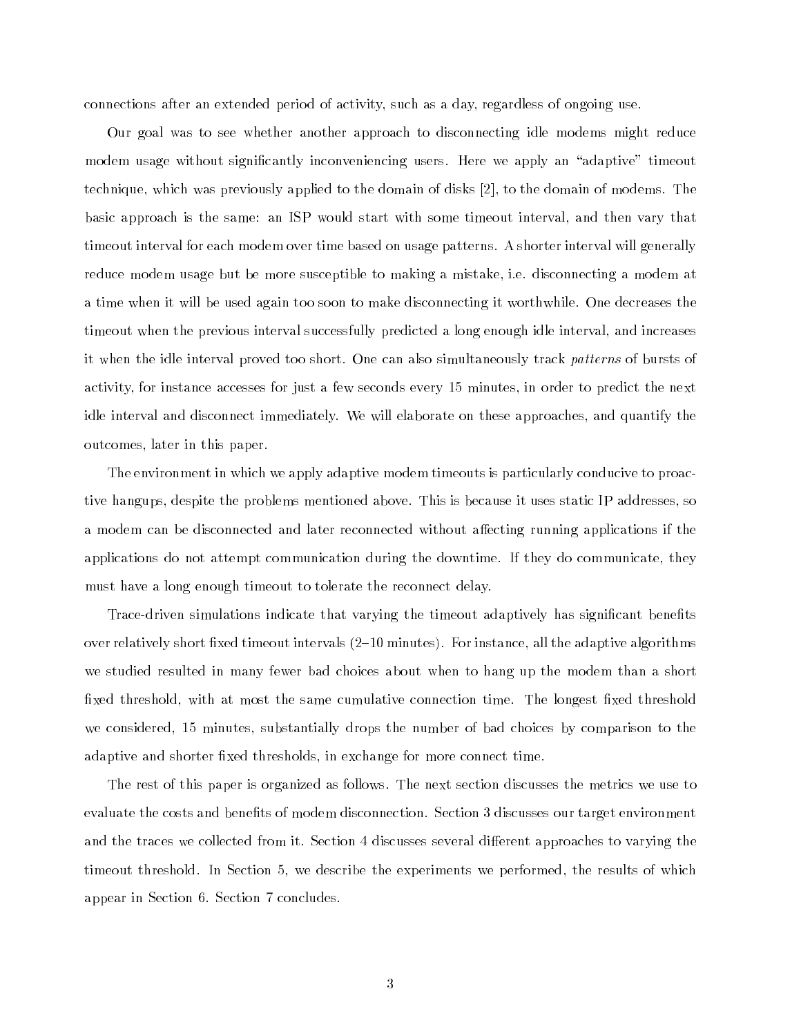connections after an extended period of activity, such as a day, regardless of ongoing use.

Our goal was to see whether another approach to disconnecting idle modems might reduce modem usage without significantly inconveniencing users. Here we apply an "adaptive" timeout technique, which was previously applied to the domain of disks [2], to the domain of modems. The basic approach is the same: an ISP would start with some timeout interval, and then vary that timeout interval for each modem over time based on usage patterns. A shorter interval will generally reduce modem usage but be more susceptible to making a mistake, i.e. disconnecting a modem at a time when it will be used again too soon to make disconnecting it worthwhile. One decreases the timeout when the previous interval successfully predicted a long enough idle interval, and increases it when the idle interval proved too short. One can also simultaneously track *patterns* of bursts of activity, for instance accesses for just a few seconds every 15 minutes, in order to predict the next idle interval and disconnect immediately. We will elaborate on these approaches, and quantify the outcomes, later in this paper.

The environment in which we apply adaptive modem timeouts is particularly conducive to proactive hangups, despite the problems mentioned above. This is because it uses static IP addresses, so a modem can be disconnected and later reconnected without affecting running applications if the applications do not attempt communication during the downtime. If they do communicate, they must have a long enough timeout to tolerate the reconnect delay.

Trace-driven simulations indicate that varying the timeout adaptively has significant benefits over relatively short fixed timeout intervals (2–10 minutes). For instance, all the adaptive algorithms we studied resulted in many fewer bad choices about when to hang up the modem than a short fixed threshold, with at most the same cumulative connection time. The longest fixed threshold we considered, 15 minutes, substantially drops the number of bad choices by comparison to the adaptive and shorter fixed thresholds, in exchange for more connect time.

The rest of this paper is organized as follows. The next section discusses the metrics we use to evaluate the costs and benefits of modem disconnection. Section 3 discusses our target environment and the traces we collected from it. Section 4 discusses several different approaches to varying the timeout threshold. In Section 5, we describe the experiments we performed, the results of which appear in Section 6. Section 7 concludes.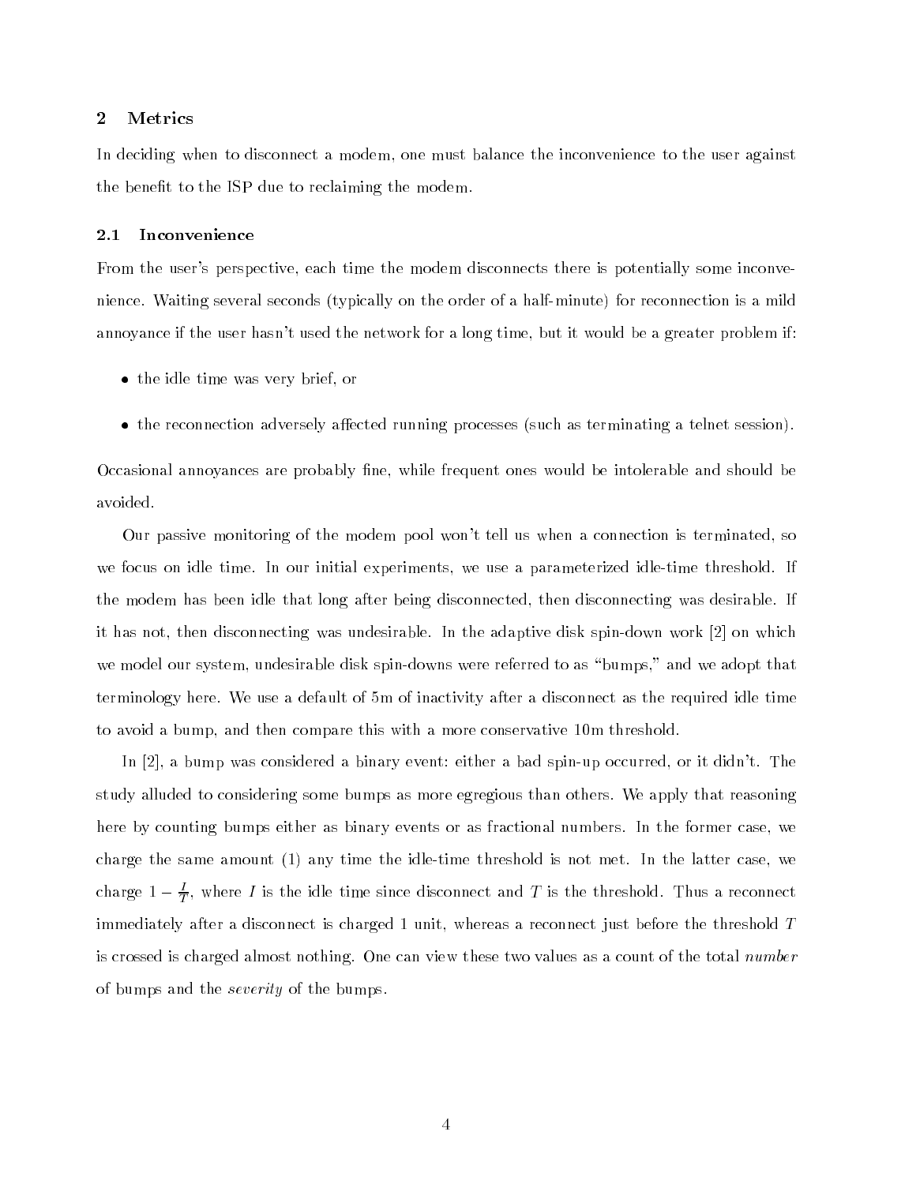## 2 Metrics

In deciding when to disconnect a modem, one must balance the inconvenience to the user against the benefit to the ISP due to reclaiming the modem.

### 2.1 Inconvenience

From the user's perspective, each time the modem disconnects there is potentially some inconvenience. Waiting several seconds (typically on the order of a half-minute) for reconnection is a mild annoyance if the user hasn't used the network for a long time, but it would be a greater problem if:

- the idle time was very brief, or
- the reconnection adversely affected running processes (such as terminating a telnet session).

Occasional annoyances are probably fine, while frequent ones would be intolerable and should be avoided.

Our passive monitoring of the modem pool won't tell us when a connection is terminated, so we focus on idle time. In our initial experiments, we use a parameterized idle-time threshold. If the modem has been idle that long after being disconnected, then disconnecting was desirable. If it has not, then disconnecting was undesirable. In the adaptive disk spin-down work [2] on which we model our system, undesirable disk spin-downs were referred to as "bumps," and we adopt that terminology here. We use a default of 5m of inactivity after a disconnect as the required idle time to avoid a bump, and then compare this with a more conservative 10m threshold.

In [2], a bump was considered a binary event: either a bad spin-up occurred, or it didn't. The study alluded to considering some bumps as more egregious than others. We apply that reasoning here by counting bumps either as binary events or as fractional numbers. In the former case, we charge the same amount (1) any time the idle-time threshold is not met. In the latter case, we charge $1 - \frac{I}{T}$, where $I$ is the idle time since disconnect and $T$ is the threshold. Thus a reconnect immediately after a disconnect is charged 1 unit, whereas a reconnect just before the threshold $T$ is crossed is charged almost nothing. One can view these two values as a count of the total *number* of bumps and the *severity* of the bumps.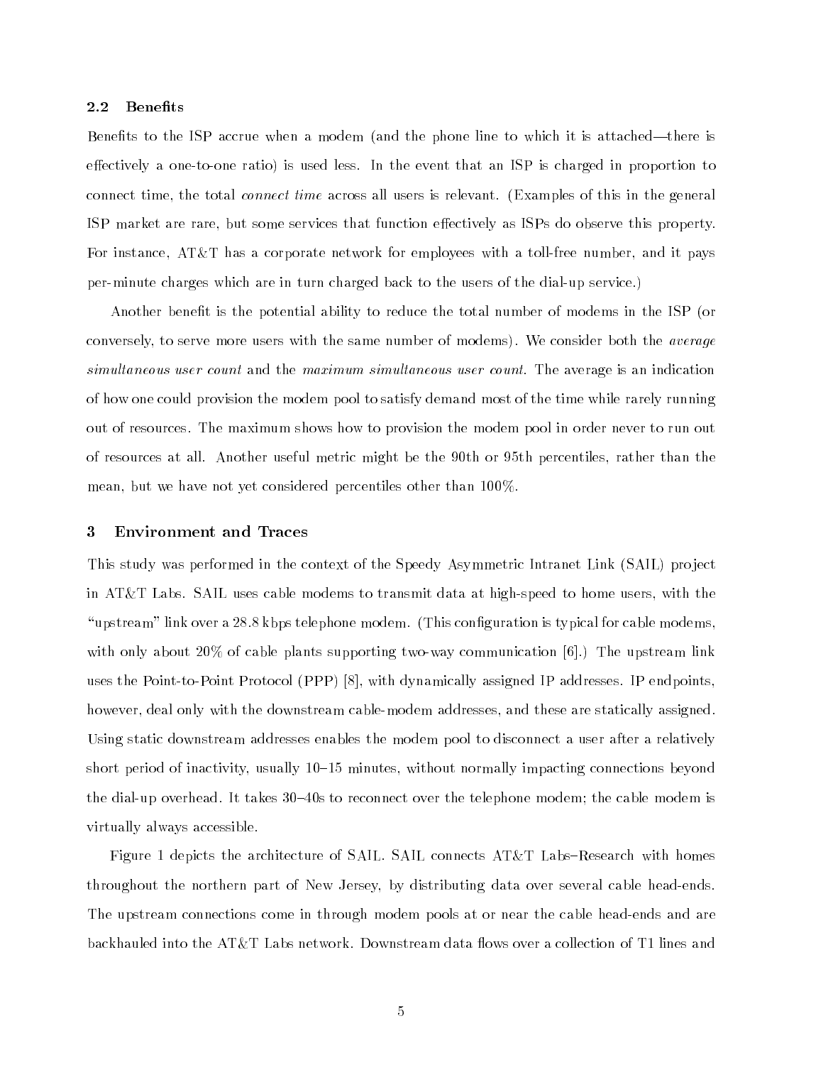### 2.2 Benefits

Benefits to the ISP accrue when a modem (and the phone line to which it is attached—there is effectively a one-to-one ratio) is used less. In the event that an ISP is charged in proportion to connect time, the total *connect time* across all users is relevant. (Examples of this in the general ISP market are rare, but some services that function effectively as ISPs do observe this property. For instance, AT&T has a corporate network for employees with a toll-free number, and it pays per-minute charges which are in turn charged back to the users of the dial-up service.)

Another benefit is the potential ability to reduce the total number of modems in the ISP (or conversely, to serve more users with the same number of modems). We consider both the *average simultaneous user count* and the *maximum simultaneous user count*. The average is an indication of how one could provision the modem pool to satisfy demand most of the time while rarely running out of resources. The maximum shows how to provision the modem pool in order never to run out of resources at all. Another useful metric might be the 90th or 95th percentiles, rather than the mean, but we have not yet considered percentiles other than 100%.

## 3 Environment and Traces

This study was performed in the context of the Speedy Asymmetric Intranet Link (SAIL) project in AT&T Labs. SAIL uses cable modems to transmit data at high-speed to home users, with the "upstream" link over a 28.8 kbps telephone modem. (This configuration is typical for cable modems, with only about 20% of cable plants supporting two-way communication [6].) The upstream link uses the Point-to-Point Protocol (PPP) [8], with dynamically assigned IP addresses. IP endpoints, however, deal only with the downstream cable-modem addresses, and these are statically assigned. Using static downstream addresses enables the modem pool to disconnect a user after a relatively short period of inactivity, usually 10–15 minutes, without normally impacting connections beyond the dial-up overhead. It takes 30–40s to reconnect over the telephone modem; the cable modem is virtually always accessible.

Figure 1 depicts the architecture of SAIL. SAIL connects AT&T Labs–Research with homes throughout the northern part of New Jersey, by distributing data over several cable head-ends. The upstream connections come in through modem pools at or near the cable head-ends and are backhauled into the AT&T Labs network. Downstream data flows over a collection of T1 lines and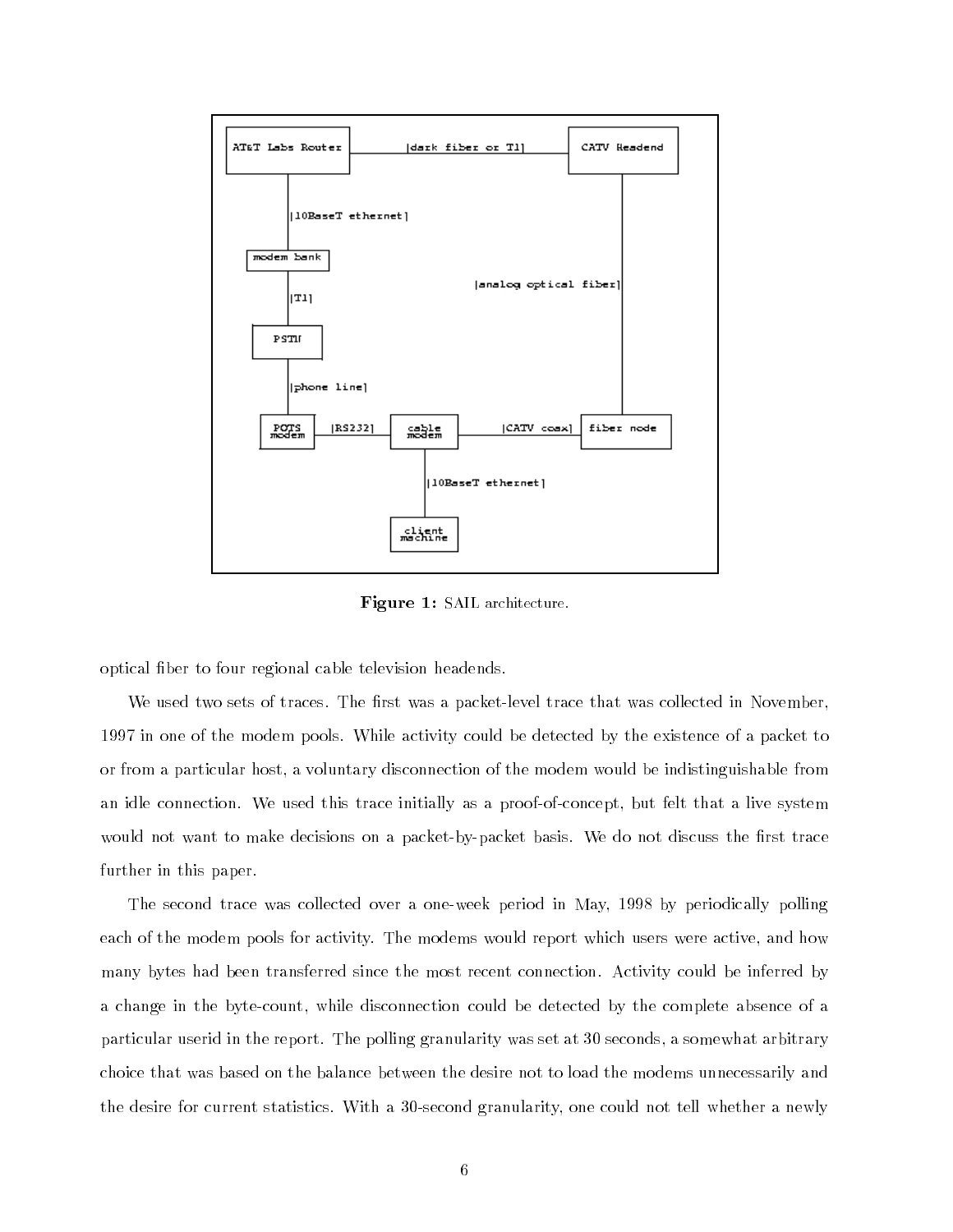Figure 1: SAIL architecture.

optical fiber to four regional cable television headends.

We used two sets of traces. The first was a packet-level trace that was collected in November, 1997 in one of the modem pools. While activity could be detected by the existence of a packet to or from a particular host, a voluntary disconnection of the modem would be indistinguishable from an idle connection. We used this trace initially as a proof-of-concept, but felt that a live system would not want to make decisions on a packet-by-packet basis. We do not discuss the first trace further in this paper.

The second trace was collected over a one-week period in May, 1998 by periodically polling each of the modem pools for activity. The modems would report which users were active, and how many bytes had been transferred since the most recent connection. Activity could be inferred by a change in the byte-count, while disconnection could be detected by the complete absence of a particular userid in the report. The polling granularity was set at 30 seconds, a somewhat arbitrary choice that was based on the balance between the desire not to load the modems unnecessarily and the desire for current statistics. With a 30-second granularity, one could not tell whether a newly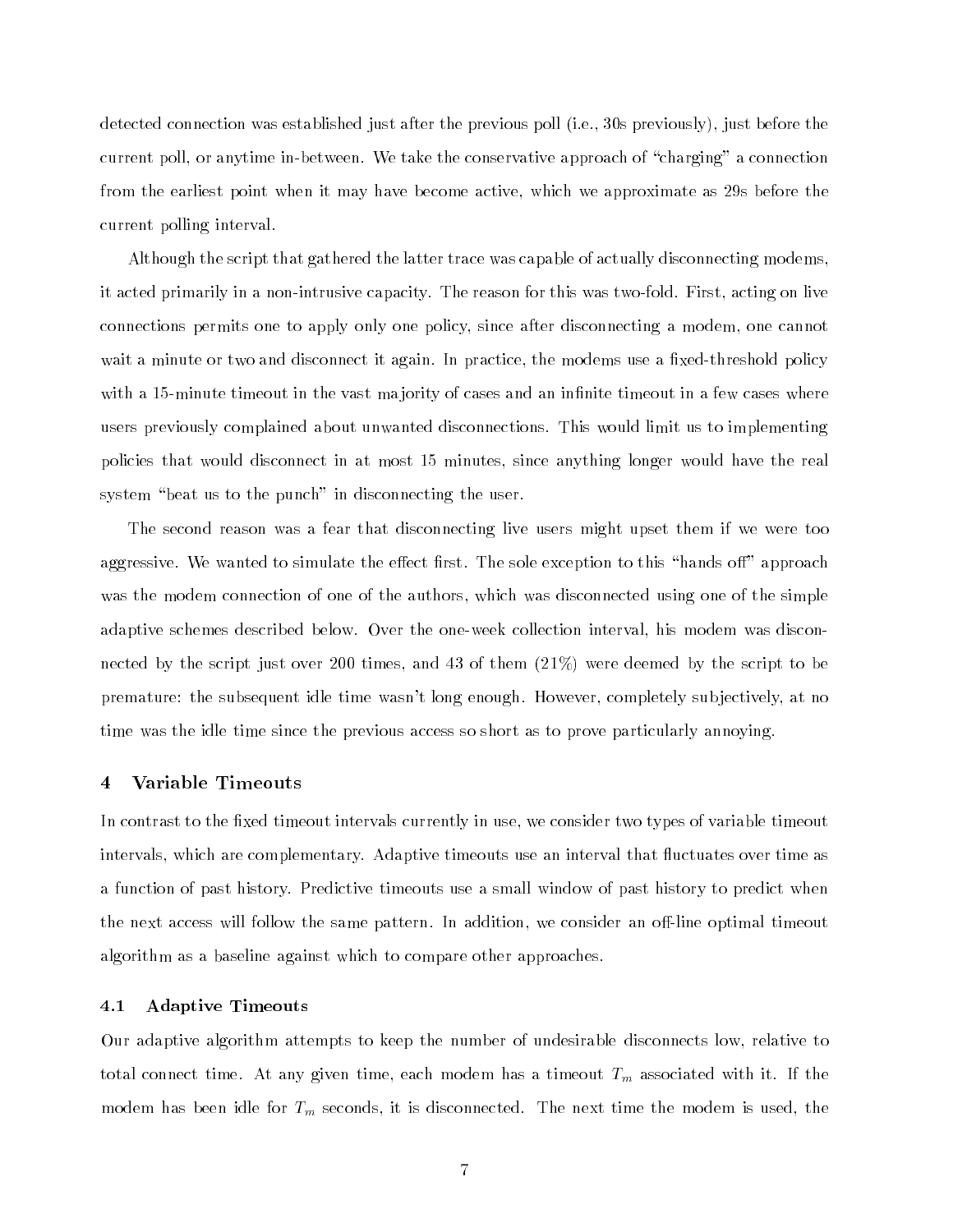detected connection was established just after the previous poll (i.e., 30s previously), just before the current poll, or anytime in-between. We take the conservative approach of "charging" a connection from the earliest point when it may have become active, which we approximate as 29s before the current polling interval.

Although the script that gathered the latter trace was capable of actually disconnecting modems, it acted primarily in a non-intrusive capacity. The reason for this was two-fold. First, acting on live connections permits one to apply only one policy, since after disconnecting a modem, one cannot wait a minute or two and disconnect it again. In practice, the modems use a fixed-threshold policy with a 15-minute timeout in the vast majority of cases and an infinite timeout in a few cases where users previously complained about unwanted disconnections. This would limit us to implementing policies that would disconnect in at most 15 minutes, since anything longer would have the real system "beat us to the punch" in disconnecting the user.

The second reason was a fear that disconnecting live users might upset them if we were too aggressive. We wanted to simulate the effect first. The sole exception to this "hands off" approach was the modem connection of one of the authors, which was disconnected using one of the simple adaptive schemes described below. Over the one-week collection interval, his modem was disconnected by the script just over 200 times, and 43 of them (21%) were deemed by the script to be premature: the subsequent idle time wasn't long enough. However, completely subjectively, at no time was the idle time since the previous access so short as to prove particularly annoying.

## 4 Variable Timeouts

In contrast to the fixed timeout intervals currently in use, we consider two types of variable timeout intervals, which are complementary. Adaptive timeouts use an interval that fluctuates over time as a function of past history. Predictive timeouts use a small window of past history to predict when the next access will follow the same pattern. In addition, we consider an off-line optimal timeout algorithm as a baseline against which to compare other approaches.

### 4.1 Adaptive Timeouts

Our adaptive algorithm attempts to keep the number of undesirable disconnects low, relative to total connect time. At any given time, each modem has a timeout $T_m$ associated with it. If the modem has been idle for $T_m$ seconds, it is disconnected. The next time the modem is used, the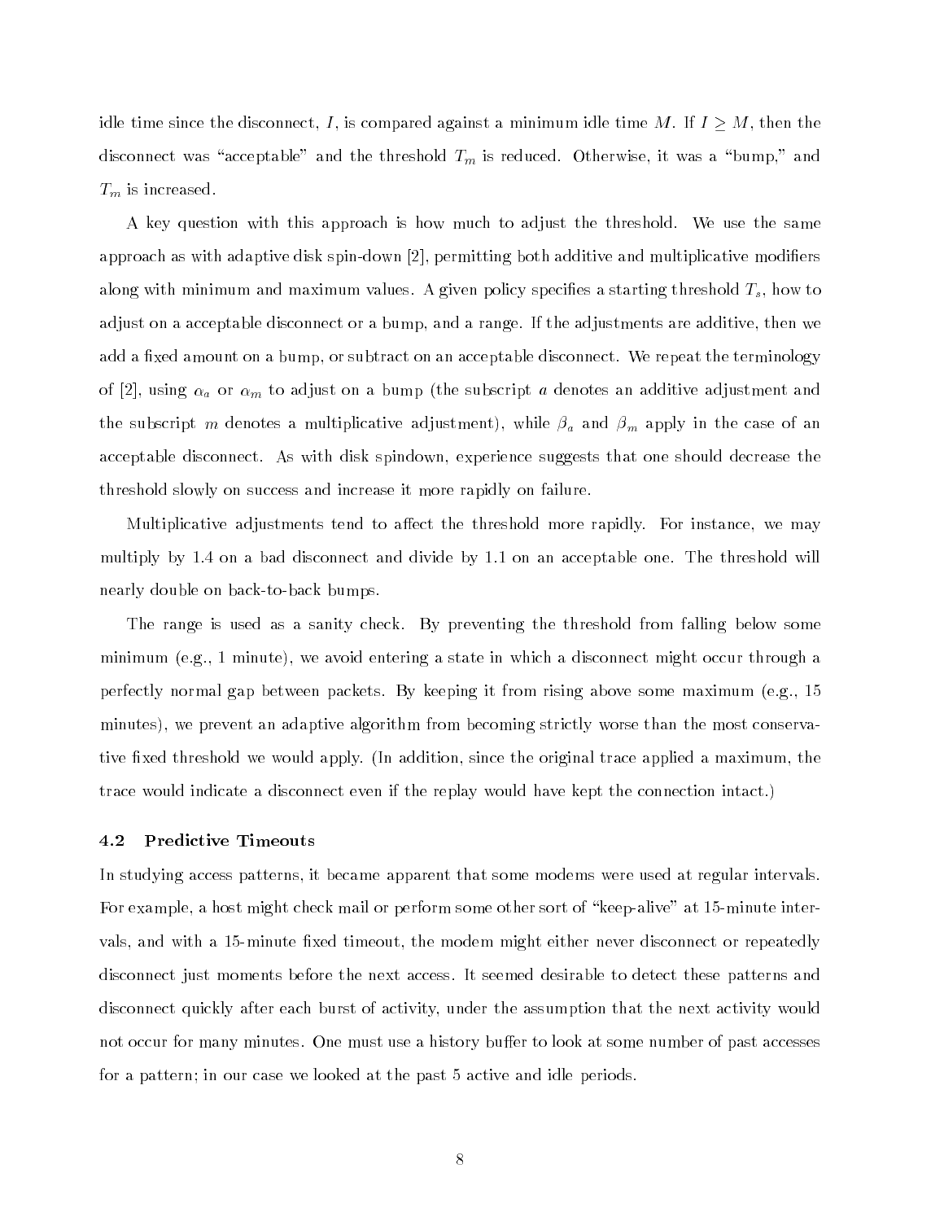idle time since the disconnect, $I$, is compared against a minimum idle time $M$. If $I \geq M$, then the disconnect was "acceptable" and the threshold $T_m$ is reduced. Otherwise, it was a "bump," and $T_m$ is increased.

A key question with this approach is how much to adjust the threshold. We use the same approach as with adaptive disk spin-down [2], permitting both additive and multiplicative modifiers along with minimum and maximum values. A given policy specifies a starting threshold $T_s$, how to adjust on a acceptable disconnect or a bump, and a range. If the adjustments are additive, then we add a fixed amount on a bump, or subtract on an acceptable disconnect. We repeat the terminology of [2], using $\alpha_a$ or $\alpha_m$ to adjust on a bump (the subscript $a$ denotes an additive adjustment and the subscript $m$ denotes a multiplicative adjustment), while $\beta_a$ and $\beta_m$ apply in the case of an acceptable disconnect. As with disk spindown, experience suggests that one should decrease the threshold slowly on success and increase it more rapidly on failure.

Multiplicative adjustments tend to affect the threshold more rapidly. For instance, we may multiply by 1.4 on a bad disconnect and divide by 1.1 on an acceptable one. The threshold will nearly double on back-to-back bumps.

The range is used as a sanity check. By preventing the threshold from falling below some minimum (e.g., 1 minute), we avoid entering a state in which a disconnect might occur through a perfectly normal gap between packets. By keeping it from rising above some maximum (e.g., 15 minutes), we prevent an adaptive algorithm from becoming strictly worse than the most conservative fixed threshold we would apply. (In addition, since the original trace applied a maximum, the trace would indicate a disconnect even if the replay would have kept the connection intact.)

### 4.2 Predictive Timeouts

In studying access patterns, it became apparent that some modems were used at regular intervals. For example, a host might check mail or perform some other sort of "keep-alive" at 15-minute intervals, and with a 15-minute fixed timeout, the modem might either never disconnect or repeatedly disconnect just moments before the next access. It seemed desirable to detect these patterns and disconnect quickly after each burst of activity, under the assumption that the next activity would not occur for many minutes. One must use a history buffer to look at some number of past accesses for a pattern; in our case we looked at the past 5 active and idle periods.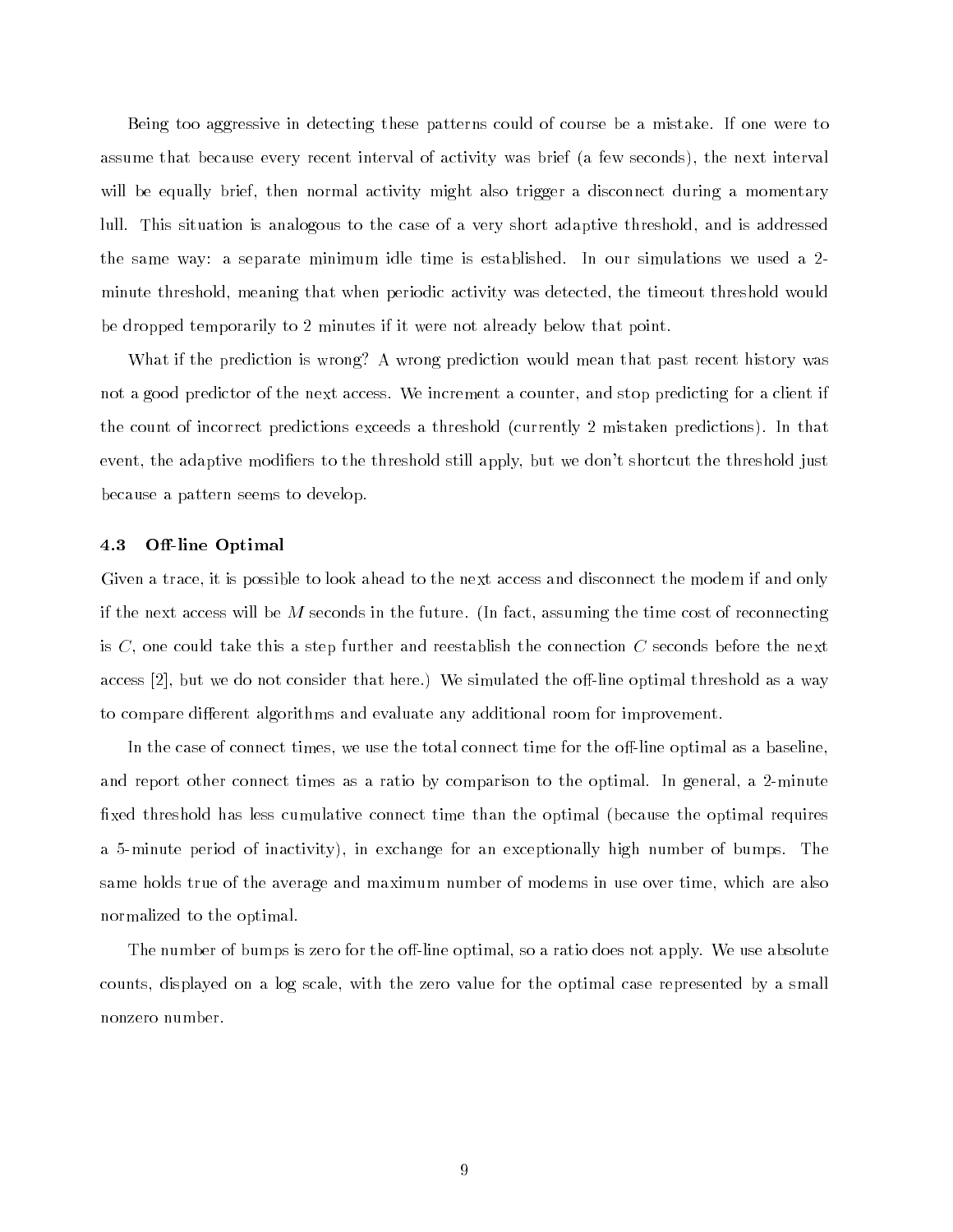Being too aggressive in detecting these patterns could of course be a mistake. If one were to assume that because every recent interval of activity was brief (a few seconds), the next interval will be equally brief, then normal activity might also trigger a disconnect during a momentary lull. This situation is analogous to the case of a very short adaptive threshold, and is addressed the same way: a separate minimum idle time is established. In our simulations we used a 2-minute threshold, meaning that when periodic activity was detected, the timeout threshold would be dropped temporarily to 2 minutes if it were not already below that point.

What if the prediction is wrong? A wrong prediction would mean that past recent history was not a good predictor of the next access. We increment a counter, and stop predicting for a client if the count of incorrect predictions exceeds a threshold (currently 2 mistaken predictions). In that event, the adaptive modifiers to the threshold still apply, but we don't shortcut the threshold just because a pattern seems to develop.

### 4.3 Off-line Optimal

Given a trace, it is possible to look ahead to the next access and disconnect the modem if and only if the next access will be $M$ seconds in the future. (In fact, assuming the time cost of reconnecting is $C$, one could take this a step further and reestablish the connection $C$ seconds before the next access [2], but we do not consider that here.) We simulated the off-line optimal threshold as a way to compare different algorithms and evaluate any additional room for improvement.

In the case of connect times, we use the total connect time for the off-line optimal as a baseline, and report other connect times as a ratio by comparison to the optimal. In general, a 2-minute fixed threshold has less cumulative connect time than the optimal (because the optimal requires a 5-minute period of inactivity), in exchange for an exceptionally high number of bumps. The same holds true of the average and maximum number of modems in use over time, which are also normalized to the optimal.

The number of bumps is zero for the off-line optimal, so a ratio does not apply. We use absolute counts, displayed on a log scale, with the zero value for the optimal case represented by a small nonzero number.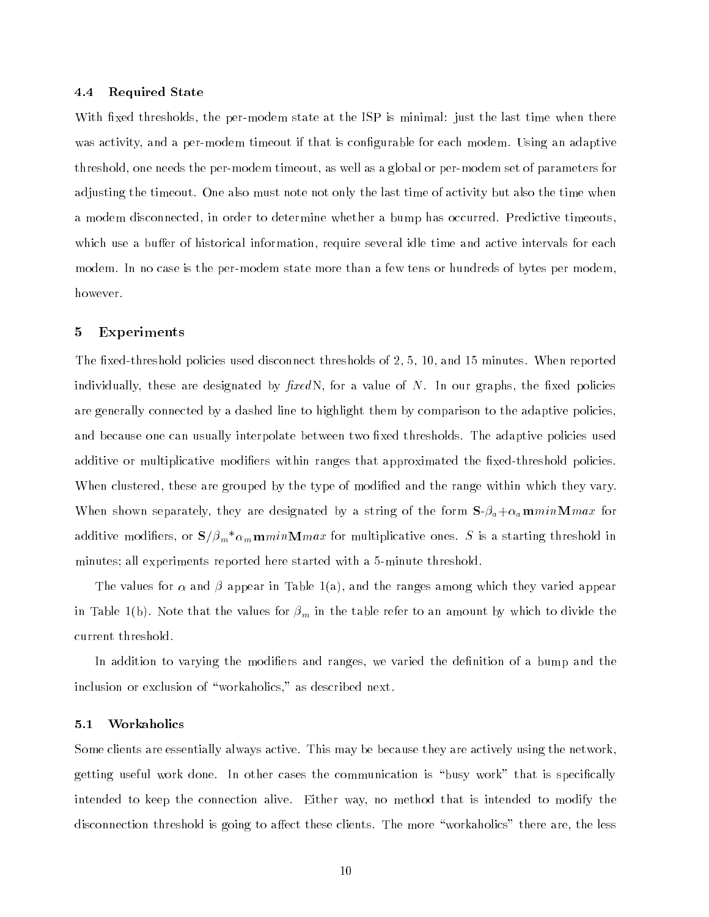### 4.4 Required State

With fixed thresholds, the per-modem state at the ISP is minimal: just the last time when there was activity, and a per-modem timeout if that is configurable for each modem. Using an adaptive threshold, one needs the per-modem timeout, as well as a global or per-modem set of parameters for adjusting the timeout. One also must note not only the last time of activity but also the time when a modem disconnected, in order to determine whether a bump has occurred. Predictive timeouts, which use a buffer of historical information, require several idle time and active intervals for each modem. In no case is the per-modem state more than a few tens or hundreds of bytes per modem, however.

## 5 Experiments

The fixed-threshold policies used disconnect thresholds of 2, 5, 10, and 15 minutes. When reported individually, these are designated by *fixed*N, for a value of $N$. In our graphs, the fixed policies are generally connected by a dashed line to highlight them by comparison to the adaptive policies, and because one can usually interpolate between two fixed thresholds. The adaptive policies used additive or multiplicative modifiers within ranges that approximated the fixed-threshold policies. When clustered, these are grouped by the type of modified and the range within which they vary. When shown separately, they are designated by a string of the form $\mathbf{S}$-$\beta_a$+$\alpha_a$$\mathbf{m}$$min$$\mathbf{M}$$max$ for additive modifiers, or $\mathbf{S}/\beta_m$*$\alpha_m$$\mathbf{m}$$min$$\mathbf{M}$$max$ for multiplicative ones. $S$ is a starting threshold in minutes; all experiments reported here started with a 5-minute threshold.

The values for $\alpha$ and $\beta$ appear in Table 1(a), and the ranges among which they varied appear in Table 1(b). Note that the values for $\beta_m$ in the table refer to an amount by which to divide the current threshold.

In addition to varying the modifiers and ranges, we varied the definition of a bump and the inclusion or exclusion of "workaholics," as described next.

### 5.1 Workaholics

Some clients are essentially always active. This may be because they are actively using the network, getting useful work done. In other cases the communication is "busy work" that is specifically intended to keep the connection alive. Either way, no method that is intended to modify the disconnection threshold is going to affect these clients. The more "workaholics" there are, the less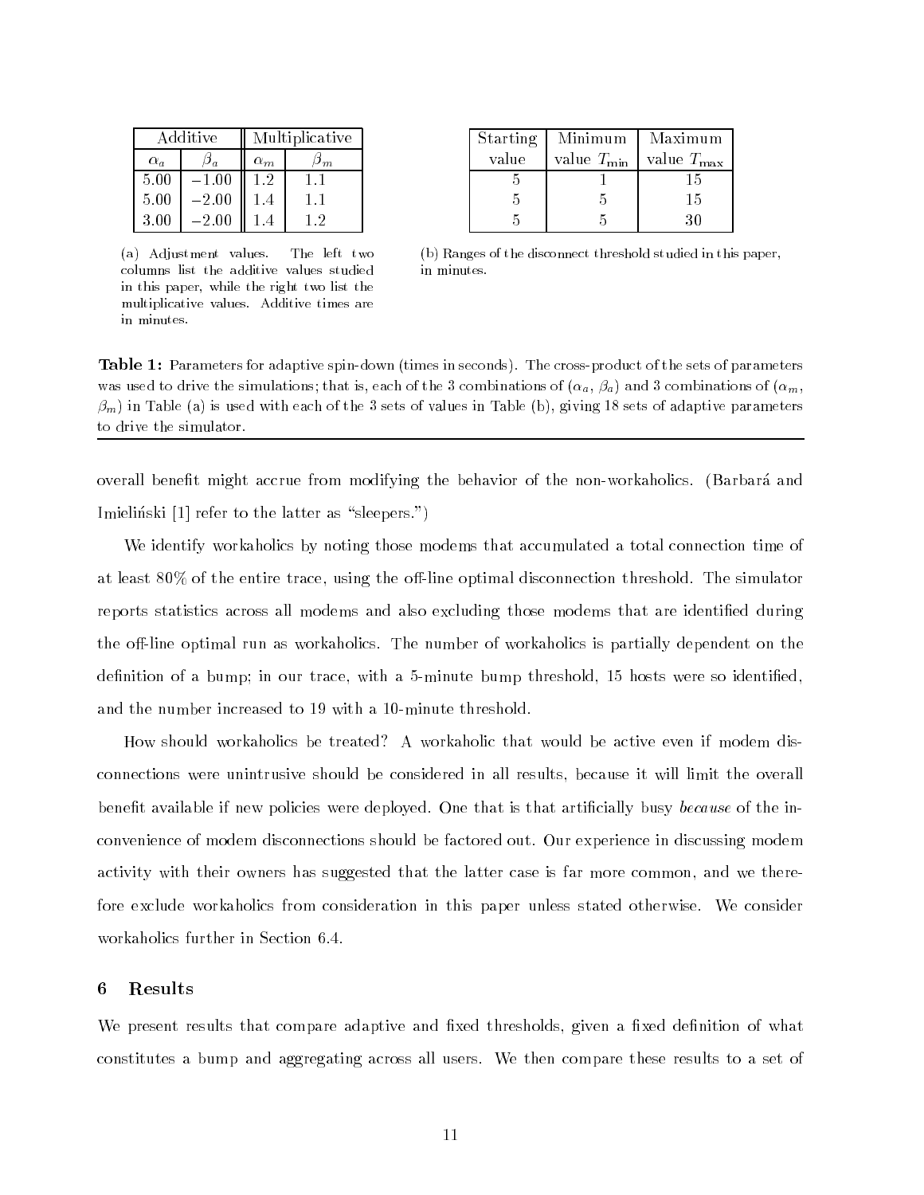| Additive | | Multiplicative | |
|---|---|---|---|
| $\alpha_a$ | $\beta_a$ | $\alpha_m$ | $\beta_m$ |
| 5.00 | $-1.00$ | 1.2 | 1.1 |
| 5.00 | $-2.00$ | 1.4 | 1.1 |
| 3.00 | $-2.00$ | 1.4 | 1.2 |

(a) Adjustment values. The left two columns list the additive values studied in this paper, while the right two list the multiplicative values. Additive times are in minutes.

| Starting value | Minimum value $T_{\min}$ | Maximum value $T_{\max}$ |
|---|---|---|
| 5 | 1 | 15 |
| 5 | 5 | 15 |
| 5 | 5 | 30 |

(b) Ranges of the disconnect threshold studied in this paper, in minutes.

**Table 1:** Parameters for adaptive spin-down (times in seconds). The cross-product of the sets of parameters was used to drive the simulations; that is, each of the 3 combinations of ($\alpha_a$, $\beta_a$) and 3 combinations of ($\alpha_m$, $\beta_m$) in Table (a) is used with each of the 3 sets of values in Table (b), giving 18 sets of adaptive parameters to drive the simulator.

overall benefit might accrue from modifying the behavior of the non-workaholics. (Barbará and Imieliński [1] refer to the latter as "sleepers.")

We identify workaholics by noting those modems that accumulated a total connection time of at least 80% of the entire trace, using the off-line optimal disconnection threshold. The simulator reports statistics across all modems and also excluding those modems that are identified during the off-line optimal run as workaholics. The number of workaholics is partially dependent on the definition of a bump; in our trace, with a 5-minute bump threshold, 15 hosts were so identified, and the number increased to 19 with a 10-minute threshold.

How should workaholics be treated? A workaholic that would be active even if modem disconnections were unintrusive should be considered in all results, because it will limit the overall benefit available if new policies were deployed. One that is that artificially busy *because* of the inconvenience of modem disconnections should be factored out. Our experience in discussing modem activity with their owners has suggested that the latter case is far more common, and we therefore exclude workaholics from consideration in this paper unless stated otherwise. We consider workaholics further in Section 6.4.

## 6 Results

We present results that compare adaptive and fixed thresholds, given a fixed definition of what constitutes a bump and aggregating across all users. We then compare these results to a set of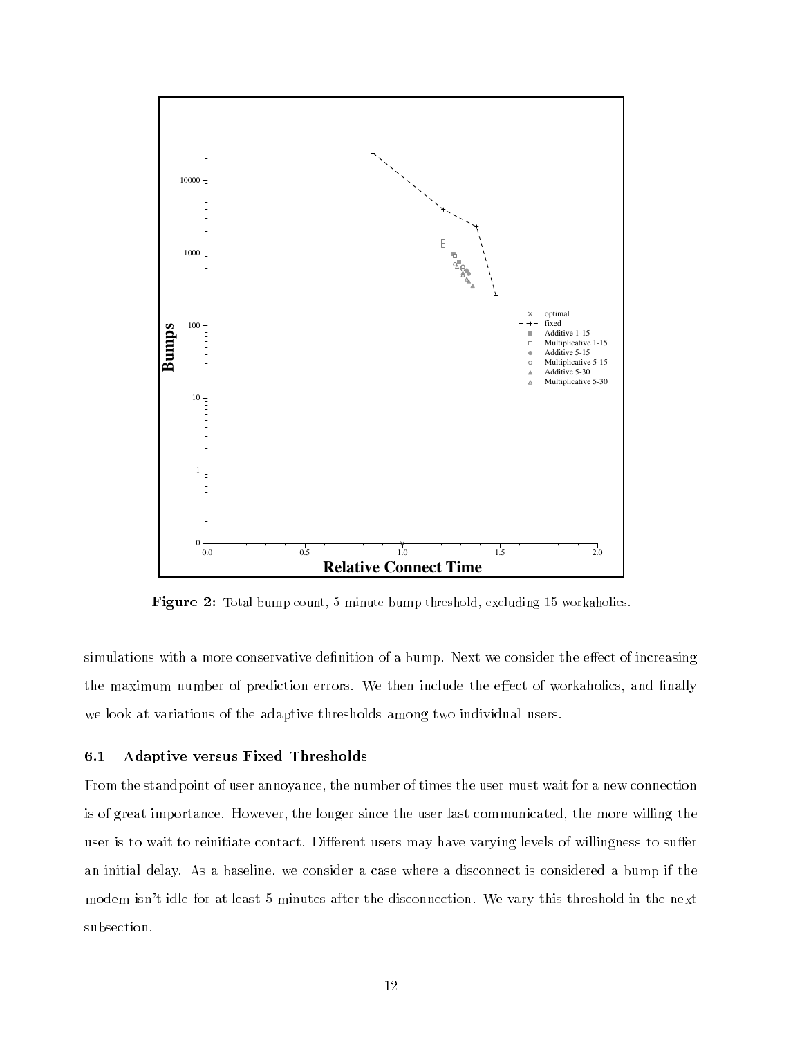**Figure 2:** Total bump count, 5-minute bump threshold, excluding 15 workaholics.

simulations with a more conservative definition of a bump. Next we consider the effect of increasing the maximum number of prediction errors. We then include the effect of workaholics, and finally we look at variations of the adaptive thresholds among two individual users.

### 6.1 Adaptive versus Fixed Thresholds

From the standpoint of user annoyance, the number of times the user must wait for a new connection is of great importance. However, the longer since the user last communicated, the more willing the user is to wait to reinitiate contact. Different users may have varying levels of willingness to suffer an initial delay. As a baseline, we consider a case where a disconnect is considered a bump if the modem isn't idle for at least 5 minutes after the disconnection. We vary this threshold in the next subsection.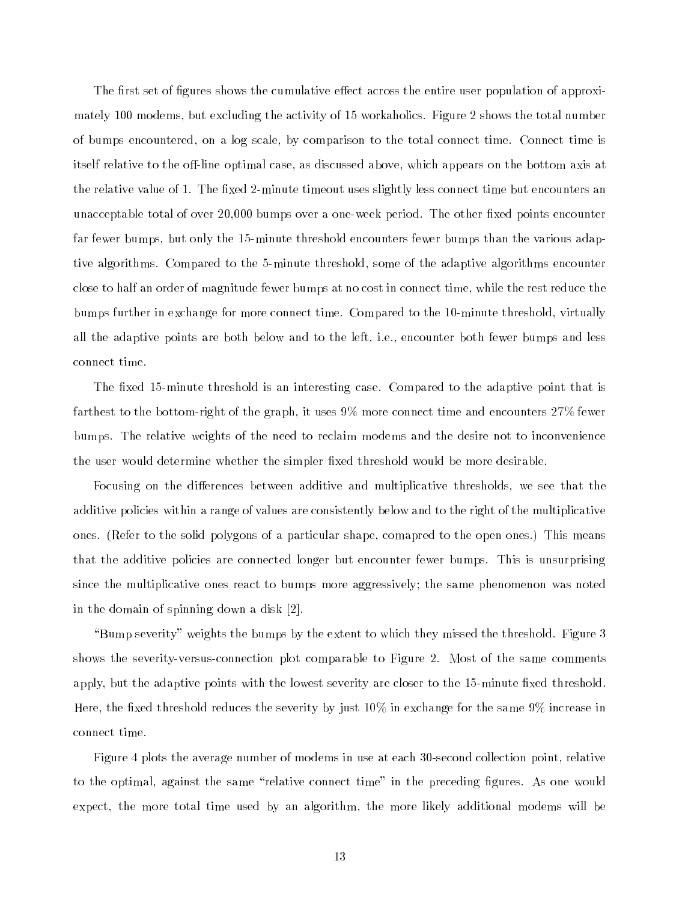The first set of figures shows the cumulative effect across the entire user population of approximately 100 modems, but excluding the activity of 15 workaholics. Figure 2 shows the total number of bumps encountered, on a log scale, by comparison to the total connect time. Connect time is itself relative to the off-line optimal case, as discussed above, which appears on the bottom axis at the relative value of 1. The fixed 2-minute timeout uses slightly less connect time but encounters an unacceptable total of over 20,000 bumps over a one-week period. The other fixed points encounter far fewer bumps, but only the 15-minute threshold encounters fewer bumps than the various adaptive algorithms. Compared to the 5-minute threshold, some of the adaptive algorithms encounter close to half an order of magnitude fewer bumps at no cost in connect time, while the rest reduce the bumps further in exchange for more connect time. Compared to the 10-minute threshold, virtually all the adaptive points are both below and to the left, i.e., encounter both fewer bumps and less connect time.

The fixed 15-minute threshold is an interesting case. Compared to the adaptive point that is farthest to the bottom-right of the graph, it uses 9% more connect time and encounters 27% fewer bumps. The relative weights of the need to reclaim modems and the desire not to inconvenience the user would determine whether the simpler fixed threshold would be more desirable.

Focusing on the differences between additive and multiplicative thresholds, we see that the additive policies within a range of values are consistently below and to the right of the multiplicative ones. (Refer to the solid polygons of a particular shape, comapred to the open ones.) This means that the additive policies are connected longer but encounter fewer bumps. This is unsurprising since the multiplicative ones react to bumps more aggressively; the same phenomenon was noted in the domain of spinning down a disk [2].

"Bump severity" weights the bumps by the extent to which they missed the threshold. Figure 3 shows the severity-versus-connection plot comparable to Figure 2. Most of the same comments apply, but the adaptive points with the lowest severity are closer to the 15-minute fixed threshold. Here, the fixed threshold reduces the severity by just 10% in exchange for the same 9% increase in connect time.

Figure 4 plots the average number of modems in use at each 30-second collection point, relative to the optimal, against the same "relative connect time" in the preceding figures. As one would expect, the more total time used by an algorithm, the more likely additional modems will be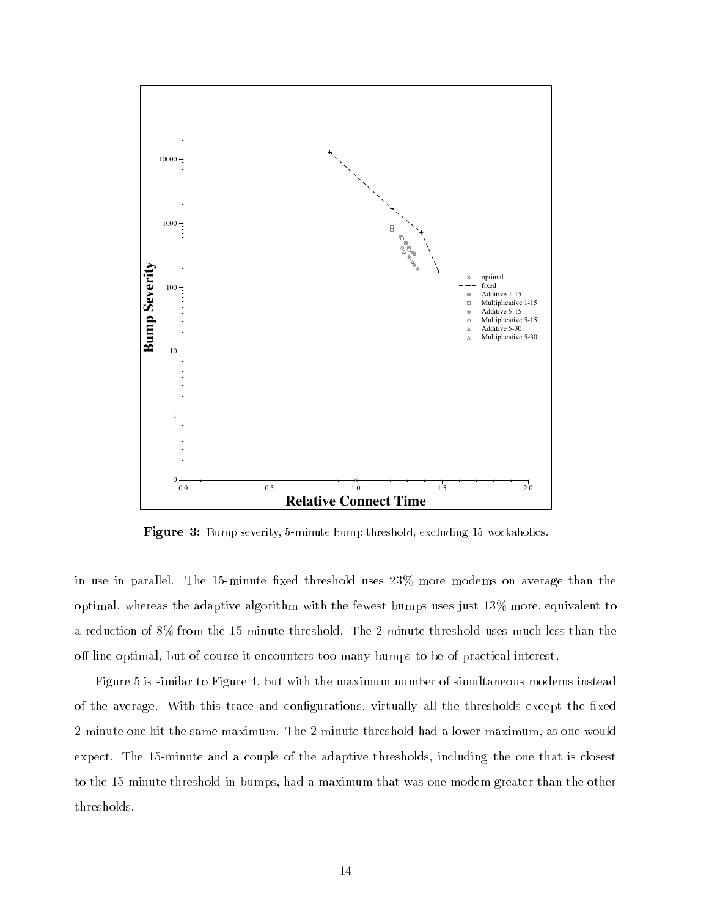**Figure 3:** Bump severity, 5-minute bump threshold, excluding 15 workaholics.

in use in parallel. The 15-minute fixed threshold uses 23% more modems on average than the optimal, whereas the adaptive algorithm with the fewest bumps uses just 13% more, equivalent to a reduction of 8% from the 15-minute threshold. The 2-minute threshold uses much less than the off-line optimal, but of course it encounters too many bumps to be of practical interest.

Figure 5 is similar to Figure 4, but with the maximum number of simultaneous modems instead of the average. With this trace and configurations, virtually all the thresholds except the fixed 2-minute one hit the same maximum. The 2-minute threshold had a lower maximum, as one would expect. The 15-minute and a couple of the adaptive thresholds, including the one that is closest to the 15-minute threshold in bumps, had a maximum that was one modem greater than the other thresholds.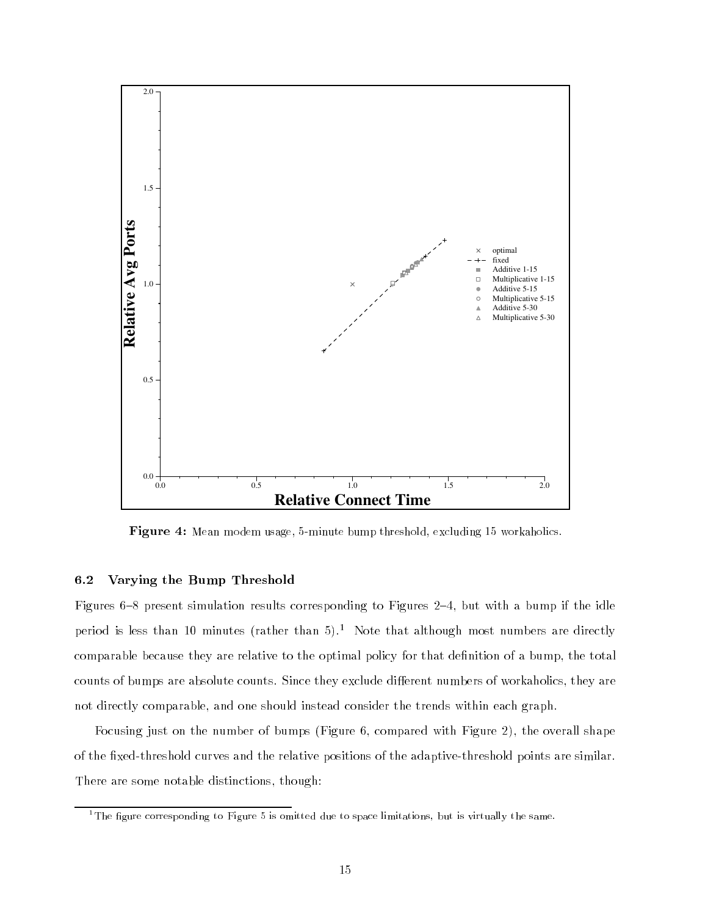Figure 4: Mean modem usage, 5-minute bump threshold, excluding 15 workaholics.

### 6.2 Varying the Bump Threshold

Figures 6–8 present simulation results corresponding to Figures 2–4, but with a bump if the idle period is less than 10 minutes (rather than 5).[1] Note that although most numbers are directly comparable because they are relative to the optimal policy for that definition of a bump, the total counts of bumps are absolute counts. Since they exclude different numbers of workaholics, they are not directly comparable, and one should instead consider the trends within each graph.

Focusing just on the number of bumps (Figure 6, compared with Figure 2), the overall shape of the fixed-threshold curves and the relative positions of the adaptive-threshold points are similar. There are some notable distinctions, though:

[1] The figure corresponding to Figure 5 is omitted due to space limitations, but is virtually the same.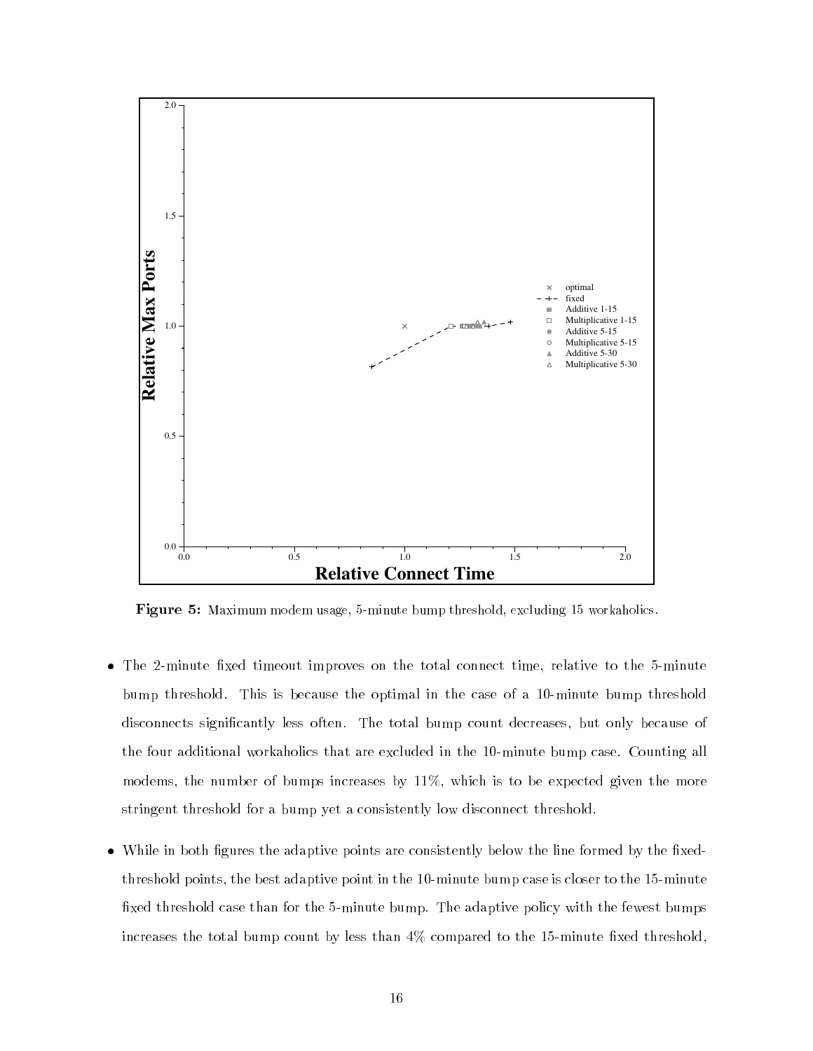**Figure 5:** Maximum modem usage, 5-minute bump threshold, excluding 15 workaholics.

- The 2-minute fixed timeout improves on the total connect time, relative to the 5-minute bump threshold. This is because the optimal in the case of a 10-minute bump threshold disconnects significantly less often. The total bump count decreases, but only because of the four additional workaholics that are excluded in the 10-minute bump case. Counting all modems, the number of bumps increases by 11%, which is to be expected given the more stringent threshold for a bump yet a consistently low disconnect threshold.

- While in both figures the adaptive points are consistently below the line formed by the fixed-threshold points, the best adaptive point in the 10-minute bump case is closer to the 15-minute fixed threshold case than for the 5-minute bump. The adaptive policy with the fewest bumps increases the total bump count by less than 4% compared to the 15-minute fixed threshold,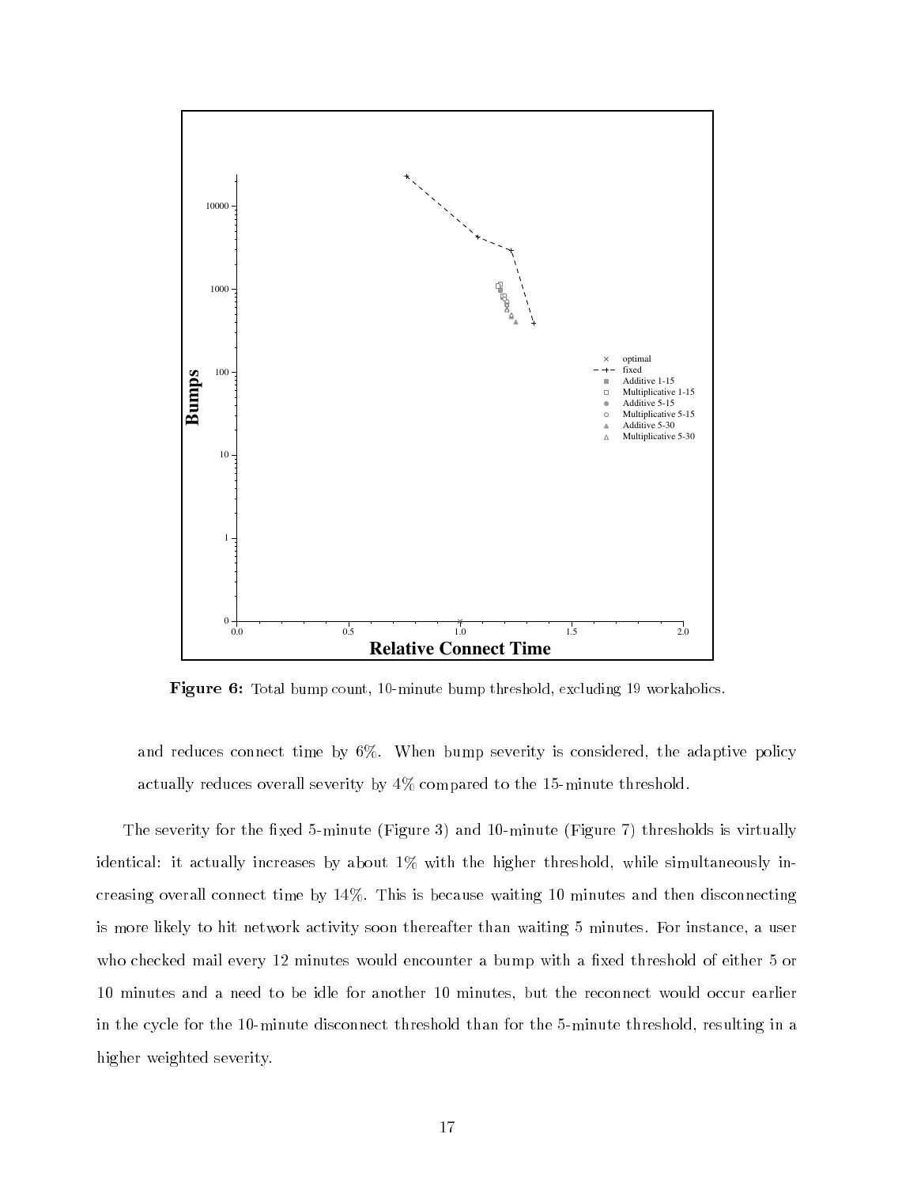**Figure 6:** Total bump count, 10-minute bump threshold, excluding 19 workaholics.

and reduces connect time by 6%. When bump severity is considered, the adaptive policy actually reduces overall severity by 4% compared to the 15-minute threshold.

The severity for the fixed 5-minute (Figure 3) and 10-minute (Figure 7) thresholds is virtually identical: it actually increases by about 1% with the higher threshold, while simultaneously increasing overall connect time by 14%. This is because waiting 10 minutes and then disconnecting is more likely to hit network activity soon thereafter than waiting 5 minutes. For instance, a user who checked mail every 12 minutes would encounter a bump with a fixed threshold of either 5 or 10 minutes and a need to be idle for another 10 minutes, but the reconnect would occur earlier in the cycle for the 10-minute disconnect threshold than for the 5-minute threshold, resulting in a higher weighted severity.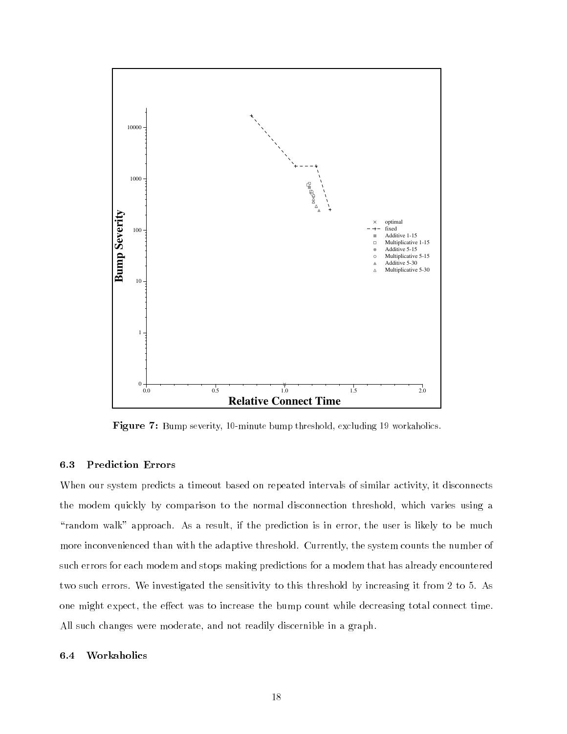**Figure 7:** Bump severity, 10-minute bump threshold, excluding 19 workaholics.

### 6.3 Prediction Errors

When our system predicts a timeout based on repeated intervals of similar activity, it disconnects the modem quickly by comparison to the normal disconnection threshold, which varies using a "random walk" approach. As a result, if the prediction is in error, the user is likely to be much more inconvenienced than with the adaptive threshold. Currently, the system counts the number of such errors for each modem and stops making predictions for a modem that has already encountered two such errors. We investigated the sensitivity to this threshold by increasing it from 2 to 5. As one might expect, the effect was to increase the bump count while decreasing total connect time. All such changes were moderate, and not readily discernible in a graph.

### 6.4 Workaholics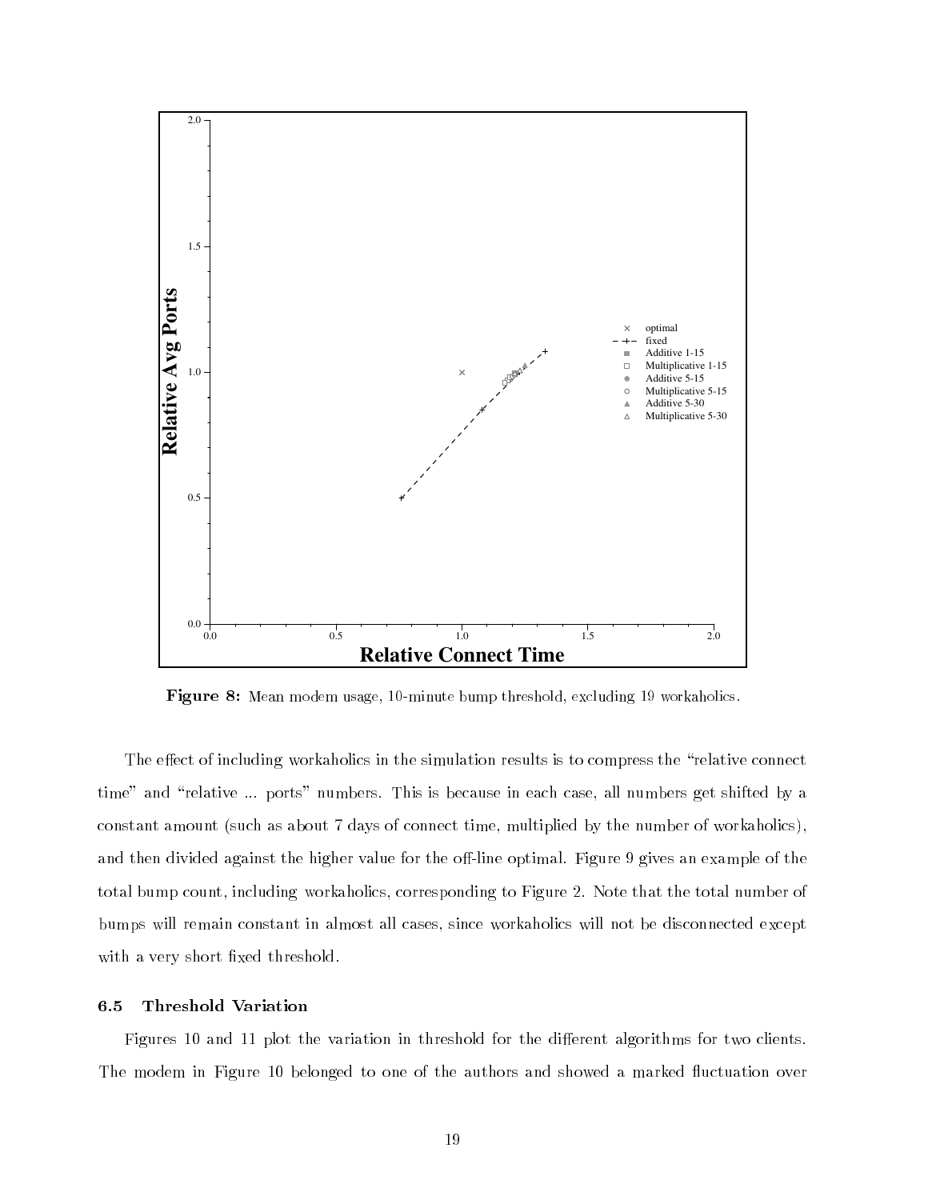**Figure 8:** Mean modem usage, 10-minute bump threshold, excluding 19 workaholics.

The effect of including workaholics in the simulation results is to compress the "relative connect time" and "relative ... ports" numbers. This is because in each case, all numbers get shifted by a constant amount (such as about 7 days of connect time, multiplied by the number of workaholics), and then divided against the higher value for the off-line optimal. Figure 9 gives an example of the total bump count, including workaholics, corresponding to Figure 2. Note that the total number of bumps will remain constant in almost all cases, since workaholics will not be disconnected except with a very short fixed threshold.

### 6.5 Threshold Variation

Figures 10 and 11 plot the variation in threshold for the different algorithms for two clients. The modem in Figure 10 belonged to one of the authors and showed a marked fluctuation over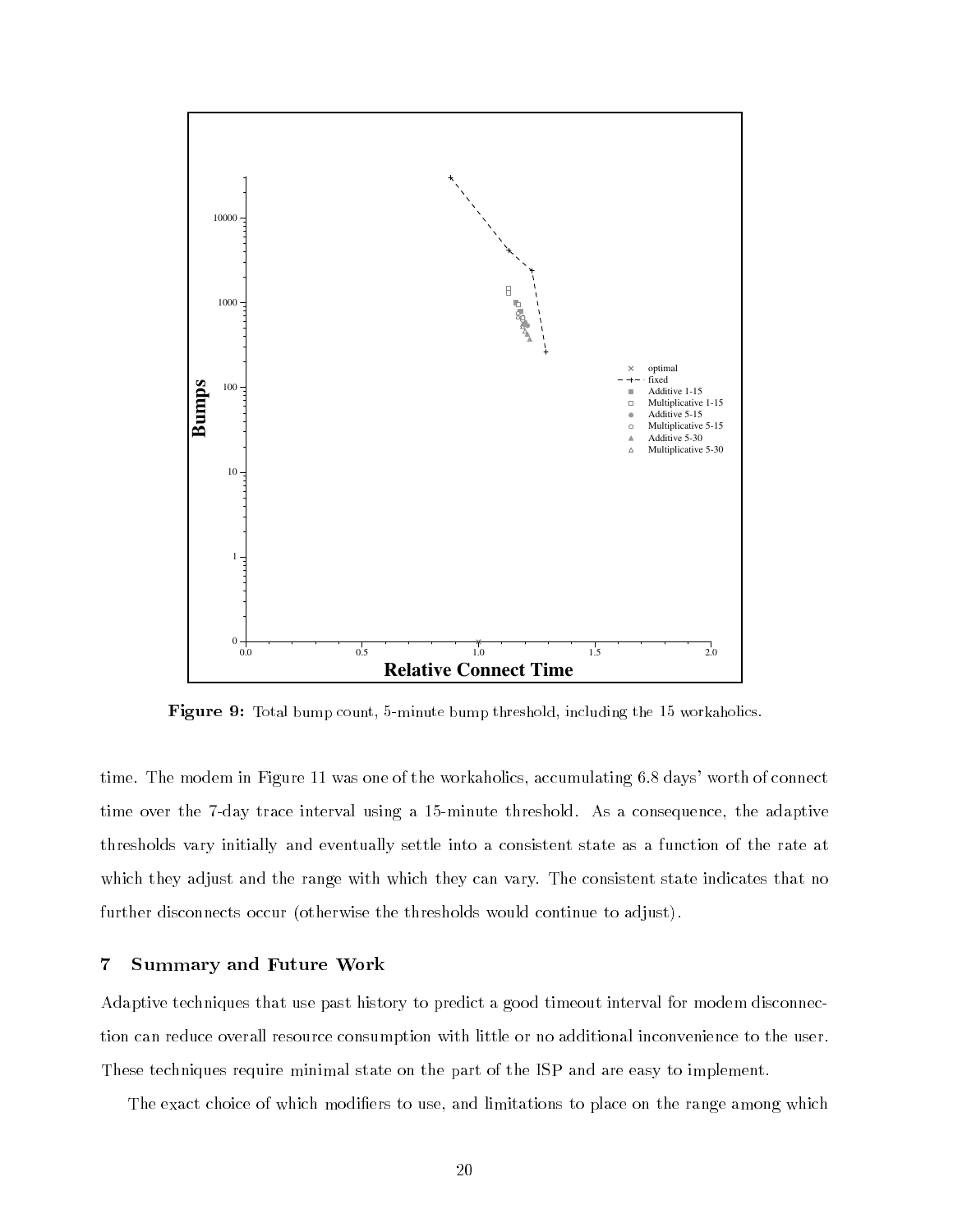Figure 9: Total bump count, 5-minute bump threshold, including the 15 workaholics.

time. The modem in Figure 11 was one of the workaholics, accumulating 6.8 days' worth of connect time over the 7-day trace interval using a 15-minute threshold. As a consequence, the adaptive thresholds vary initially and eventually settle into a consistent state as a function of the rate at which they adjust and the range with which they can vary. The consistent state indicates that no further disconnects occur (otherwise the thresholds would continue to adjust).

## 7 Summary and Future Work

Adaptive techniques that use past history to predict a good timeout interval for modem disconnection can reduce overall resource consumption with little or no additional inconvenience to the user. These techniques require minimal state on the part of the ISP and are easy to implement.

The exact choice of which modifiers to use, and limitations to place on the range among which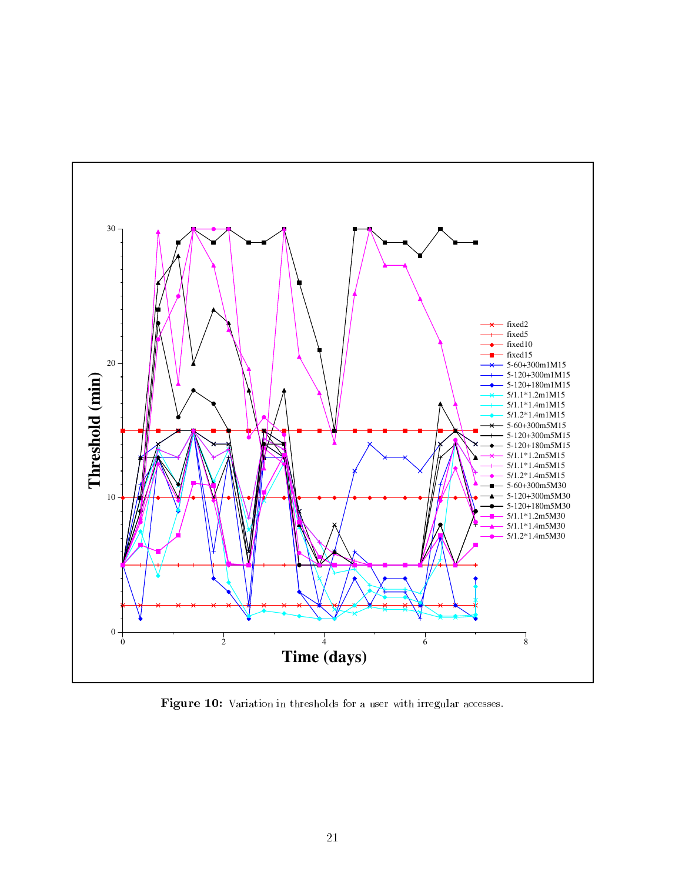**Figure 10:** Variation in thresholds for a user with irregular accesses.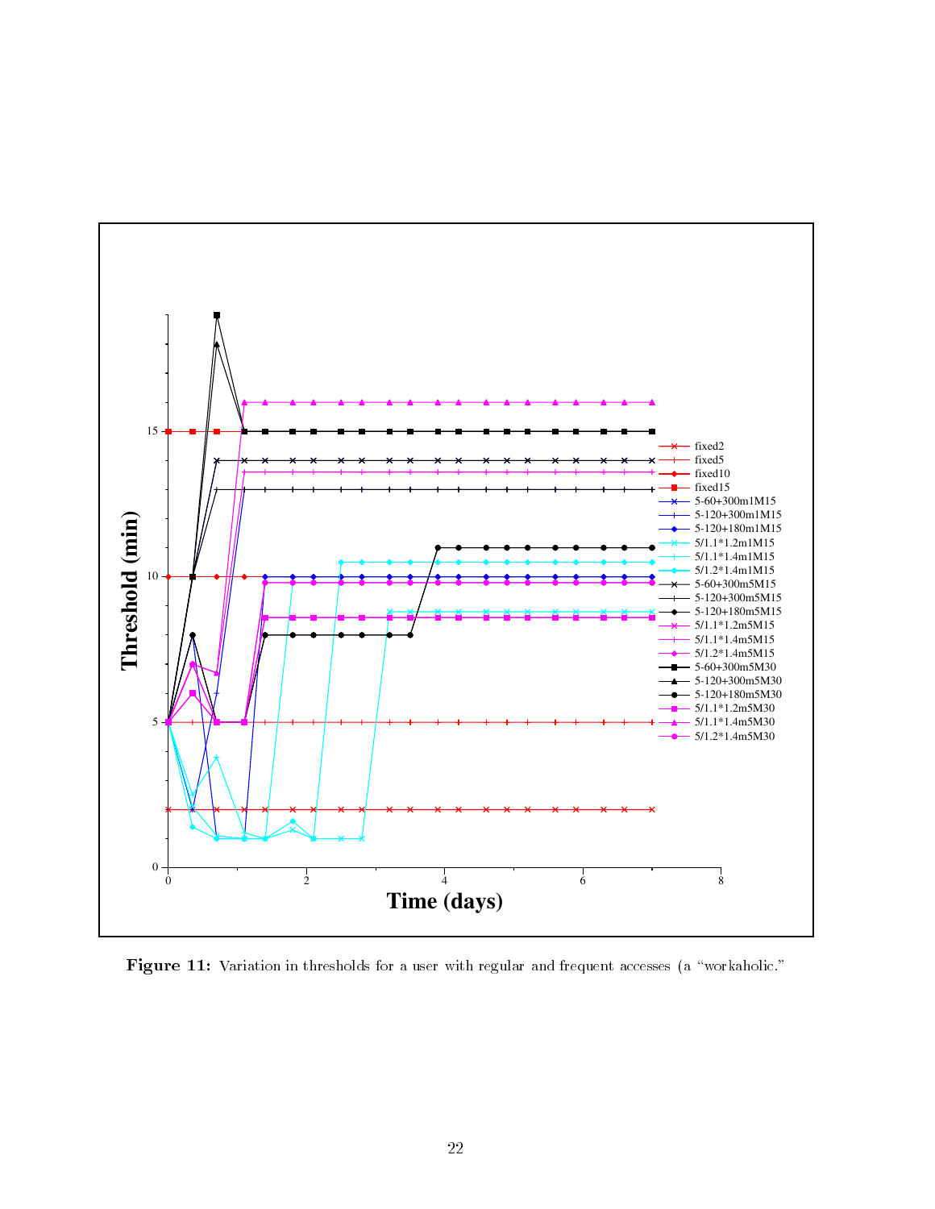**Figure 11:** Variation in thresholds for a user with regular and frequent accesses (a “workaholic.”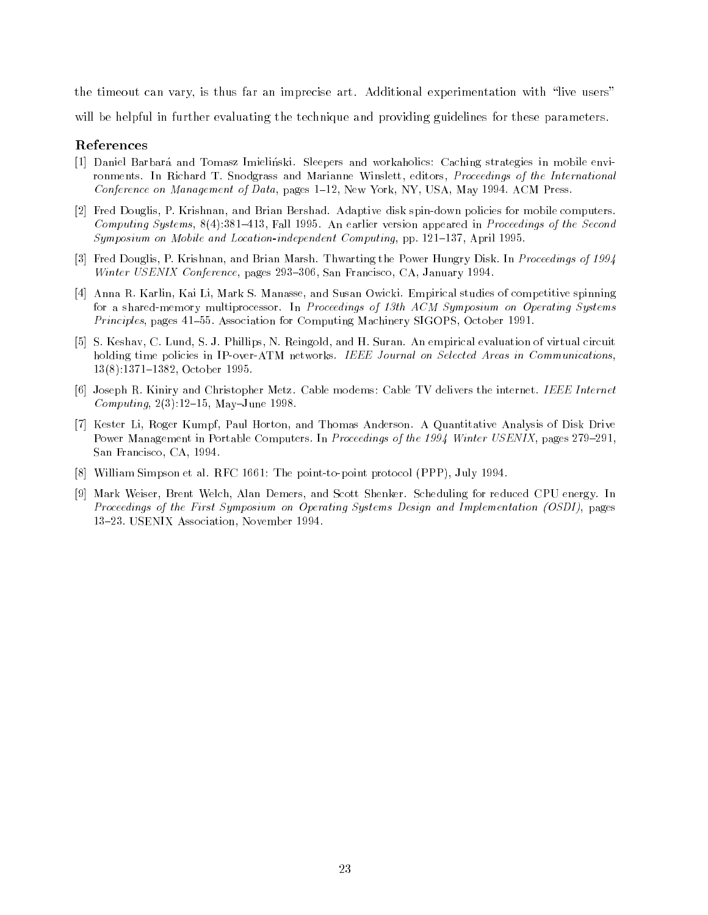the timeout can vary, is thus far an imprecise art. Additional experimentation with "live users" will be helpful in further evaluating the technique and providing guidelines for these parameters.

## References

[1] Daniel Barbará and Tomasz Imieliński. Sleepers and workaholics: Caching strategies in mobile environments. In Richard T. Snodgrass and Marianne Winslett, editors, *Proceedings of the International Conference on Management of Data*, pages 1–12, New York, NY, USA, May 1994. ACM Press.

[2] Fred Douglis, P. Krishnan, and Brian Bershad. Adaptive disk spin-down policies for mobile computers. *Computing Systems*, 8(4):381–413, Fall 1995. An earlier version appeared in *Proceedings of the Second Symposium on Mobile and Location-independent Computing*, pp. 121–137, April 1995.

[3] Fred Douglis, P. Krishnan, and Brian Marsh. Thwarting the Power Hungry Disk. In *Proceedings of 1994 Winter USENIX Conference*, pages 293–306, San Francisco, CA, January 1994.

[4] Anna R. Karlin, Kai Li, Mark S. Manasse, and Susan Owicki. Empirical studies of competitive spinning for a shared-memory multiprocessor. In *Proceedings of 13th ACM Symposium on Operating Systems Principles*, pages 41–55. Association for Computing Machinery SIGOPS, October 1991.

[5] S. Keshav, C. Lund, S. J. Phillips, N. Reingold, and H. Suran. An empirical evaluation of virtual circuit holding time policies in IP-over-ATM networks. *IEEE Journal on Selected Areas in Communications*, 13(8):1371–1382, October 1995.

[6] Joseph R. Kiniry and Christopher Metz. Cable modems: Cable TV delivers the internet. *IEEE Internet Computing*, 2(3):12–15, May–June 1998.

[7] Kester Li, Roger Kumpf, Paul Horton, and Thomas Anderson. A Quantitative Analysis of Disk Drive Power Management in Portable Computers. In *Proceedings of the 1994 Winter USENIX*, pages 279–291, San Francisco, CA, 1994.

[8] William Simpson et al. RFC 1661: The point-to-point protocol (PPP), July 1994.

[9] Mark Weiser, Brent Welch, Alan Demers, and Scott Shenker. Scheduling for reduced CPU energy. In *Proceedings of the First Symposium on Operating Systems Design and Implementation (OSDI)*, pages 13–23. USENIX Association, November 1994.